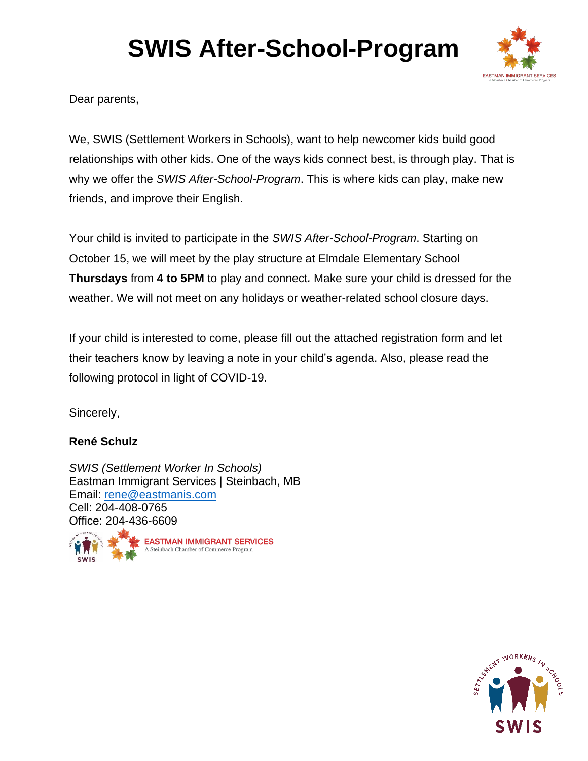# SWIS After-School-Program

Dear parents,

We, SWIS (Settlement Workers in Schools), want to help newcomer kids build good relationships with other kids. One of the ways kids connect best, is through play. That is why we offer the *SWIS After-School-Program*. This is where kids can play, make new friends, and improve their English.

Your child is invited to participate in the *SWIS After-School-Program*. Starting on October 15, we will meet by the play structure at Elmdale Elementary School **Thursdays** from **4 to 5PM** to play and connect**.** Make sure your child is dressed for the weather. We will not meet on any holidays or weather-related school closure days.

If your child is interested to come, please fill out the attached registration form and let their teachers know by leaving a note in your child's agenda. Also, please read the following protocol in light of COVID-19.

Sincerely,

**René Schulz**

*SWIS (Settlement Worker In Schools)*
Eastman Immigrant Services | Steinbach, MB
Email: rene@eastmanis.com
Cell: 204-408-0765
Office: 204-436-6609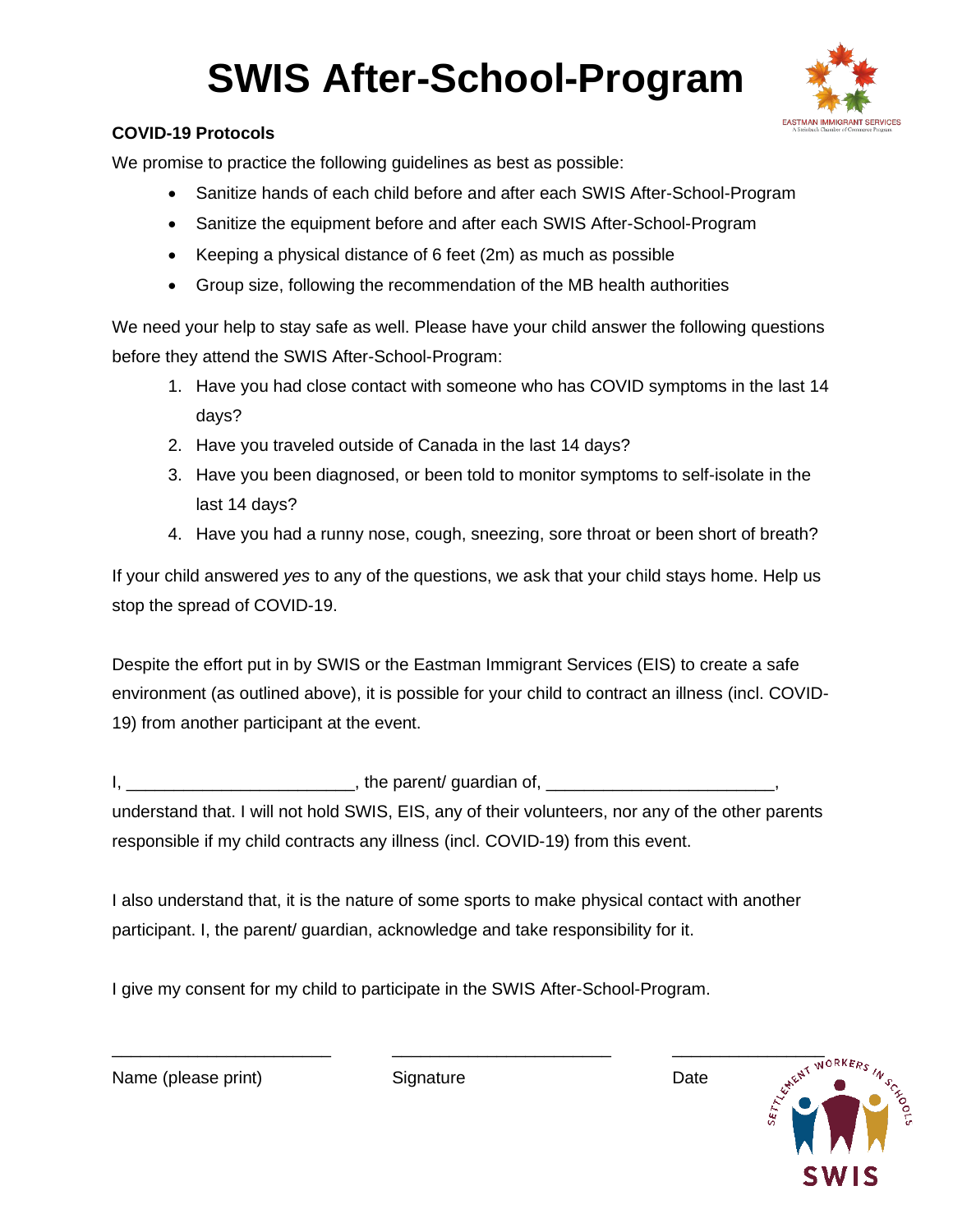# SWIS After-School-Program

**COVID-19 Protocols**

We promise to practice the following guidelines as best as possible:

- Sanitize hands of each child before and after each SWIS After-School-Program
- Sanitize the equipment before and after each SWIS After-School-Program
- Keeping a physical distance of 6 feet (2m) as much as possible
- Group size, following the recommendation of the MB health authorities

We need your help to stay safe as well. Please have your child answer the following questions before they attend the SWIS After-School-Program:

1. Have you had close contact with someone who has COVID symptoms in the last 14 days?
2. Have you traveled outside of Canada in the last 14 days?
3. Have you been diagnosed, or been told to monitor symptoms to self-isolate in the last 14 days?
4. Have you had a runny nose, cough, sneezing, sore throat or been short of breath?

If your child answered *yes* to any of the questions, we ask that your child stays home. Help us stop the spread of COVID-19.

Despite the effort put in by SWIS or the Eastman Immigrant Services (EIS) to create a safe environment (as outlined above), it is possible for your child to contract an illness (incl. COVID-19) from another participant at the event.

I, ________________________, the parent/ guardian of, ________________________, understand that. I will not hold SWIS, EIS, any of their volunteers, nor any of the other parents responsible if my child contracts any illness (incl. COVID-19) from this event.

I also understand that, it is the nature of some sports to make physical contact with another participant. I, the parent/ guardian, acknowledge and take responsibility for it.

I give my consent for my child to participate in the SWIS After-School-Program.

________________________ ________________________ ________________

Name (please print) Signature Date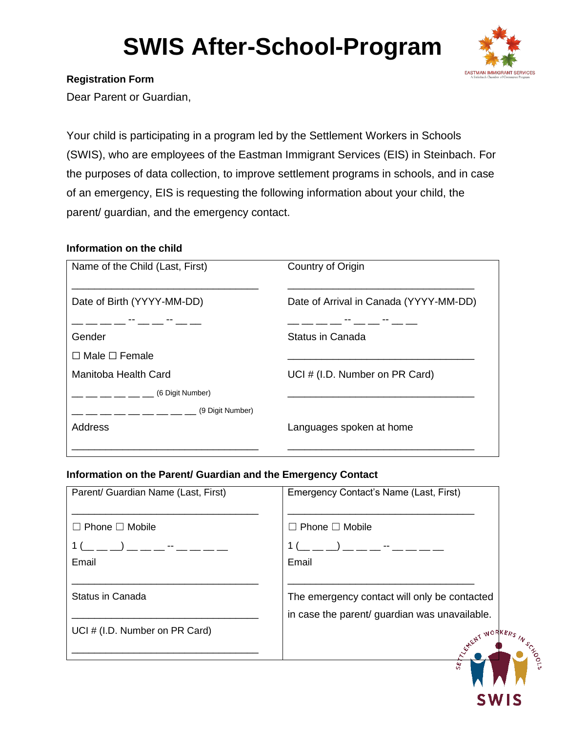# SWIS After-School-Program

**Registration Form**

Dear Parent or Guardian,

Your child is participating in a program led by the Settlement Workers in Schools (SWIS), who are employees of the Eastman Immigrant Services (EIS) in Steinbach. For the purposes of data collection, to improve settlement programs in schools, and in case of an emergency, EIS is requesting the following information about your child, the parent/ guardian, and the emergency contact.

**Information on the child**

| | |
|---|---|
| Name of the Child (Last, First)<br>________________________________ | Country of Origin<br>________________________________ |
| Date of Birth (YYYY-MM-DD)<br>__ __ __ __ -- __ __ -- __ __ | Date of Arrival in Canada (YYYY-MM-DD)<br>__ __ __ __ -- __ __ -- __ __ |
| Gender<br>☐ Male ☐ Female | Status in Canada<br>________________________________ |
| Manitoba Health Card<br>__ __ __ __ __ __ (6 Digit Number)<br>__ __ __ __ __ __ __ __ __ (9 Digit Number) | UCI # (I.D. Number on PR Card)<br>________________________________ |
| Address<br>________________________________ | Languages spoken at home<br>________________________________ |

**Information on the Parent/ Guardian and the Emergency Contact**

| | |
|---|---|
| Parent/ Guardian Name (Last, First)<br>________________________________ | Emergency Contact's Name (Last, First)<br>________________________________ |
| ☐ Phone ☐ Mobile<br>1 (__ __ __) __ __ __ -- __ __ __ __ | ☐ Phone ☐ Mobile<br>1 (__ __ __) __ __ __ -- __ __ __ __ |
| Email<br>________________________________ | Email<br>________________________________ |
| Status in Canada<br>________________________________ | The emergency contact will only be contacted in case the parent/ guardian was unavailable. |
| UCI # (I.D. Number on PR Card)<br>________________________________ | |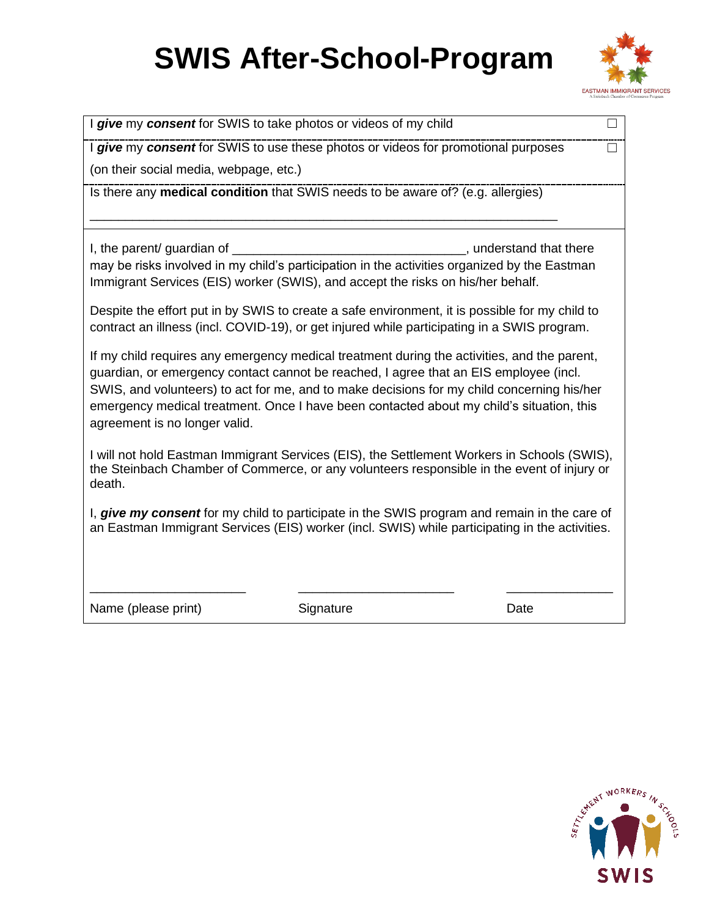# SWIS After-School-Program

I ***give*** my ***consent*** for SWIS to take photos or videos of my child ☐

I ***give*** my ***consent*** for SWIS to use these photos or videos for promotional purposes ☐

(on their social media, webpage, etc.)

Is there any **medical condition** that SWIS needs to be aware of? (e.g. allergies)

_______________________________________________________________________

I, the parent/ guardian of ________________________________, understand that there may be risks involved in my child's participation in the activities organized by the Eastman Immigrant Services (EIS) worker (SWIS), and accept the risks on his/her behalf.

Despite the effort put in by SWIS to create a safe environment, it is possible for my child to contract an illness (incl. COVID-19), or get injured while participating in a SWIS program.

If my child requires any emergency medical treatment during the activities, and the parent, guardian, or emergency contact cannot be reached, I agree that an EIS employee (incl. SWIS, and volunteers) to act for me, and to make decisions for my child concerning his/her emergency medical treatment. Once I have been contacted about my child's situation, this agreement is no longer valid.

I will not hold Eastman Immigrant Services (EIS), the Settlement Workers in Schools (SWIS), the Steinbach Chamber of Commerce, or any volunteers responsible in the event of injury or death.

I, ***give my consent*** for my child to participate in the SWIS program and remain in the care of an Eastman Immigrant Services (EIS) worker (incl. SWIS) while participating in the activities.

______________________ ______________________ _______________

Name (please print) Signature Date